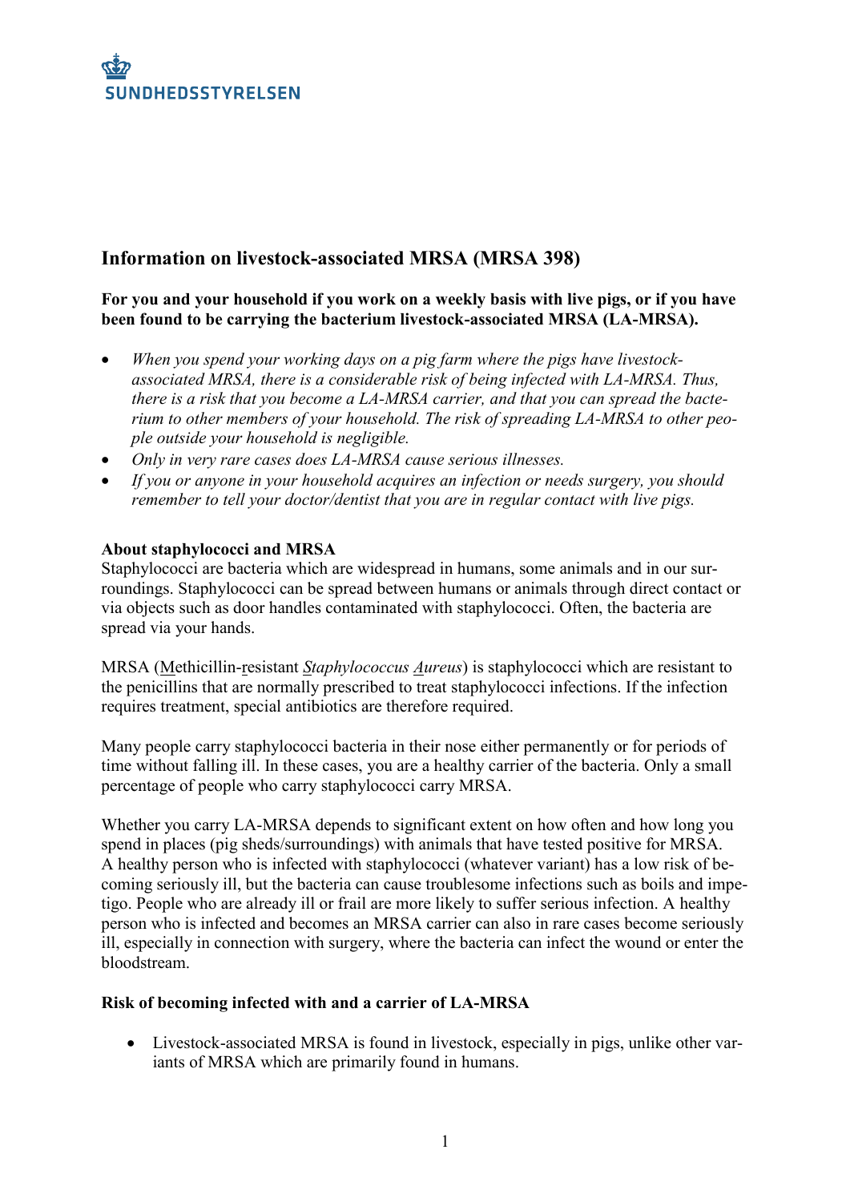SUNDHEDSSTYRELSEN

## Information on livestock-associated MRSA (MRSA 398)

**For you and your household if you work on a weekly basis with live pigs, or if you have been found to be carrying the bacterium livestock-associated MRSA (LA-MRSA).**

- *When you spend your working days on a pig farm where the pigs have livestock-associated MRSA, there is a considerable risk of being infected with LA-MRSA. Thus, there is a risk that you become a LA-MRSA carrier, and that you can spread the bacterium to other members of your household. The risk of spreading LA-MRSA to other people outside your household is negligible.*
- *Only in very rare cases does LA-MRSA cause serious illnesses.*
- *If you or anyone in your household acquires an infection or needs surgery, you should remember to tell your doctor/dentist that you are in regular contact with live pigs.*

**About staphylococci and MRSA**

Staphylococci are bacteria which are widespread in humans, some animals and in our surroundings. Staphylococci can be spread between humans or animals through direct contact or via objects such as door handles contaminated with staphylococci. Often, the bacteria are spread via your hands.

MRSA (Methicillin-resistant *Staphylococcus Aureus*) is staphylococci which are resistant to the penicillins that are normally prescribed to treat staphylococci infections. If the infection requires treatment, special antibiotics are therefore required.

Many people carry staphylococci bacteria in their nose either permanently or for periods of time without falling ill. In these cases, you are a healthy carrier of the bacteria. Only a small percentage of people who carry staphylococci carry MRSA.

Whether you carry LA-MRSA depends to significant extent on how often and how long you spend in places (pig sheds/surroundings) with animals that have tested positive for MRSA. A healthy person who is infected with staphylococci (whatever variant) has a low risk of becoming seriously ill, but the bacteria can cause troublesome infections such as boils and impetigo. People who are already ill or frail are more likely to suffer serious infection. A healthy person who is infected and becomes an MRSA carrier can also in rare cases become seriously ill, especially in connection with surgery, where the bacteria can infect the wound or enter the bloodstream.

**Risk of becoming infected with and a carrier of LA-MRSA**

- Livestock-associated MRSA is found in livestock, especially in pigs, unlike other variants of MRSA which are primarily found in humans.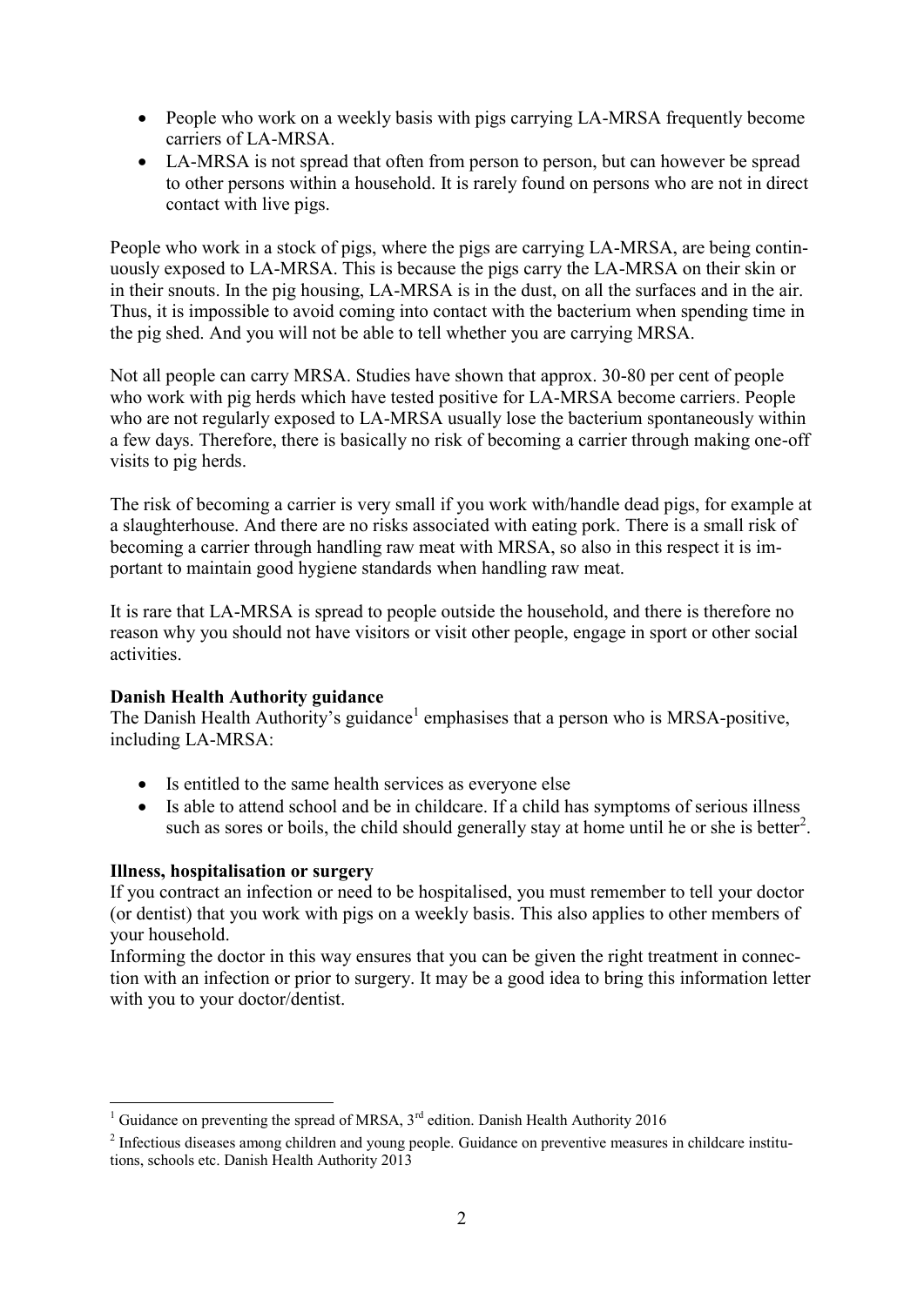- People who work on a weekly basis with pigs carrying LA-MRSA frequently become carriers of LA-MRSA.
- LA-MRSA is not spread that often from person to person, but can however be spread to other persons within a household. It is rarely found on persons who are not in direct contact with live pigs.

People who work in a stock of pigs, where the pigs are carrying LA-MRSA, are being continuously exposed to LA-MRSA. This is because the pigs carry the LA-MRSA on their skin or in their snouts. In the pig housing, LA-MRSA is in the dust, on all the surfaces and in the air. Thus, it is impossible to avoid coming into contact with the bacterium when spending time in the pig shed. And you will not be able to tell whether you are carrying MRSA.

Not all people can carry MRSA. Studies have shown that approx. 30-80 per cent of people who work with pig herds which have tested positive for LA-MRSA become carriers. People who are not regularly exposed to LA-MRSA usually lose the bacterium spontaneously within a few days. Therefore, there is basically no risk of becoming a carrier through making one-off visits to pig herds.

The risk of becoming a carrier is very small if you work with/handle dead pigs, for example at a slaughterhouse. And there are no risks associated with eating pork. There is a small risk of becoming a carrier through handling raw meat with MRSA, so also in this respect it is important to maintain good hygiene standards when handling raw meat.

It is rare that LA-MRSA is spread to people outside the household, and there is therefore no reason why you should not have visitors or visit other people, engage in sport or other social activities.

**Danish Health Authority guidance**

The Danish Health Authority's guidance[1] emphasises that a person who is MRSA-positive, including LA-MRSA:

- Is entitled to the same health services as everyone else
- Is able to attend school and be in childcare. If a child has symptoms of serious illness such as sores or boils, the child should generally stay at home until he or she is better[2].

**Illness, hospitalisation or surgery**

If you contract an infection or need to be hospitalised, you must remember to tell your doctor (or dentist) that you work with pigs on a weekly basis. This also applies to other members of your household.

Informing the doctor in this way ensures that you can be given the right treatment in connection with an infection or prior to surgery. It may be a good idea to bring this information letter with you to your doctor/dentist.

---

[1] Guidance on preventing the spread of MRSA, 3rd edition. Danish Health Authority 2016

[2] Infectious diseases among children and young people. Guidance on preventive measures in childcare institutions, schools etc. Danish Health Authority 2013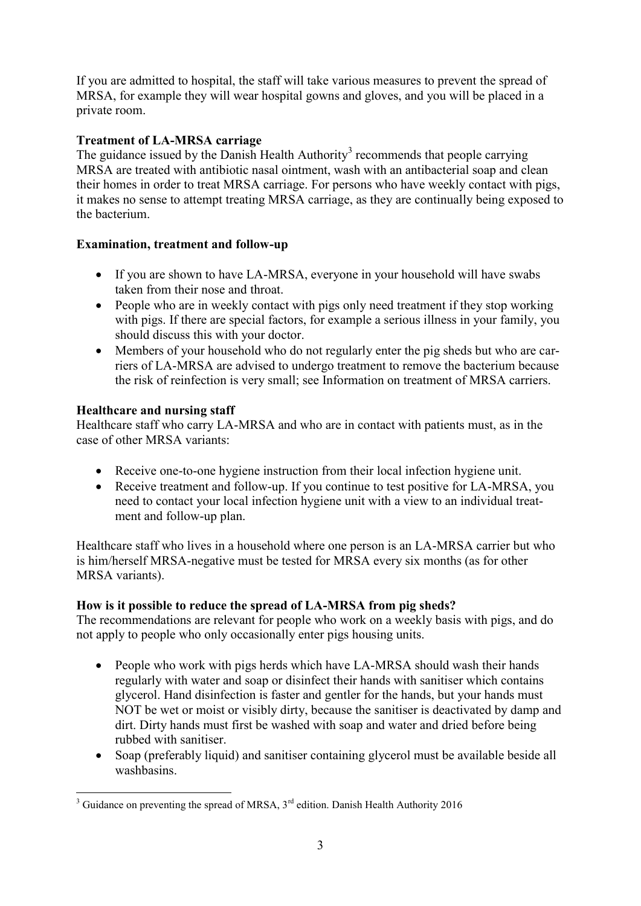If you are admitted to hospital, the staff will take various measures to prevent the spread of MRSA, for example they will wear hospital gowns and gloves, and you will be placed in a private room.

**Treatment of LA-MRSA carriage**

The guidance issued by the Danish Health Authority[3] recommends that people carrying MRSA are treated with antibiotic nasal ointment, wash with an antibacterial soap and clean their homes in order to treat MRSA carriage. For persons who have weekly contact with pigs, it makes no sense to attempt treating MRSA carriage, as they are continually being exposed to the bacterium.

**Examination, treatment and follow-up**

- If you are shown to have LA-MRSA, everyone in your household will have swabs taken from their nose and throat.
- People who are in weekly contact with pigs only need treatment if they stop working with pigs. If there are special factors, for example a serious illness in your family, you should discuss this with your doctor.
- Members of your household who do not regularly enter the pig sheds but who are carriers of LA-MRSA are advised to undergo treatment to remove the bacterium because the risk of reinfection is very small; see Information on treatment of MRSA carriers.

**Healthcare and nursing staff**

Healthcare staff who carry LA-MRSA and who are in contact with patients must, as in the case of other MRSA variants:

- Receive one-to-one hygiene instruction from their local infection hygiene unit.
- Receive treatment and follow-up. If you continue to test positive for LA-MRSA, you need to contact your local infection hygiene unit with a view to an individual treatment and follow-up plan.

Healthcare staff who lives in a household where one person is an LA-MRSA carrier but who is him/herself MRSA-negative must be tested for MRSA every six months (as for other MRSA variants).

**How is it possible to reduce the spread of LA-MRSA from pig sheds?**

The recommendations are relevant for people who work on a weekly basis with pigs, and do not apply to people who only occasionally enter pigs housing units.

- People who work with pigs herds which have LA-MRSA should wash their hands regularly with water and soap or disinfect their hands with sanitiser which contains glycerol. Hand disinfection is faster and gentler for the hands, but your hands must NOT be wet or moist or visibly dirty, because the sanitiser is deactivated by damp and dirt. Dirty hands must first be washed with soap and water and dried before being rubbed with sanitiser.
- Soap (preferably liquid) and sanitiser containing glycerol must be available beside all washbasins.

[3] Guidance on preventing the spread of MRSA, 3rd edition. Danish Health Authority 2016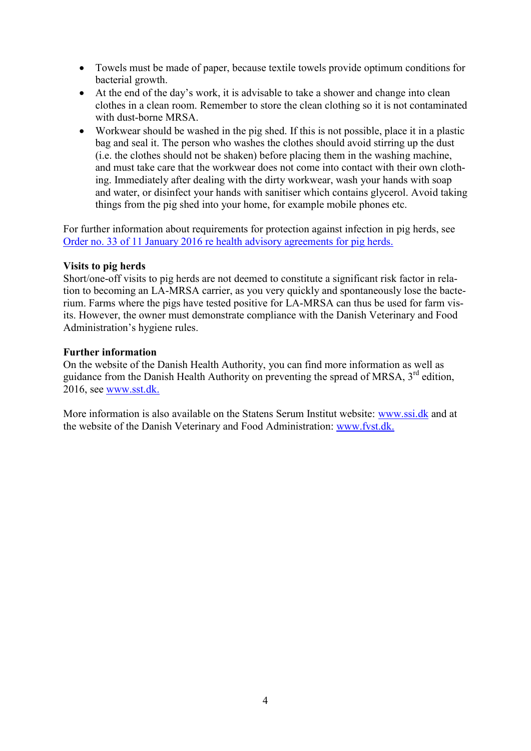- Towels must be made of paper, because textile towels provide optimum conditions for bacterial growth.
- At the end of the day's work, it is advisable to take a shower and change into clean clothes in a clean room. Remember to store the clean clothing so it is not contaminated with dust-borne MRSA.
- Workwear should be washed in the pig shed. If this is not possible, place it in a plastic bag and seal it. The person who washes the clothes should avoid stirring up the dust (i.e. the clothes should not be shaken) before placing them in the washing machine, and must take care that the workwear does not come into contact with their own clothing. Immediately after dealing with the dirty workwear, wash your hands with soap and water, or disinfect your hands with sanitiser which contains glycerol. Avoid taking things from the pig shed into your home, for example mobile phones etc.

For further information about requirements for protection against infection in pig herds, see Order no. 33 of 11 January 2016 re health advisory agreements for pig herds.

**Visits to pig herds**
Short/one-off visits to pig herds are not deemed to constitute a significant risk factor in relation to becoming an LA-MRSA carrier, as you very quickly and spontaneously lose the bacterium. Farms where the pigs have tested positive for LA-MRSA can thus be used for farm visits. However, the owner must demonstrate compliance with the Danish Veterinary and Food Administration's hygiene rules.

**Further information**
On the website of the Danish Health Authority, you can find more information as well as guidance from the Danish Health Authority on preventing the spread of MRSA, 3rd edition, 2016, see www.sst.dk.

More information is also available on the Statens Serum Institut website: www.ssi.dk and at the website of the Danish Veterinary and Food Administration: www.fvst.dk.